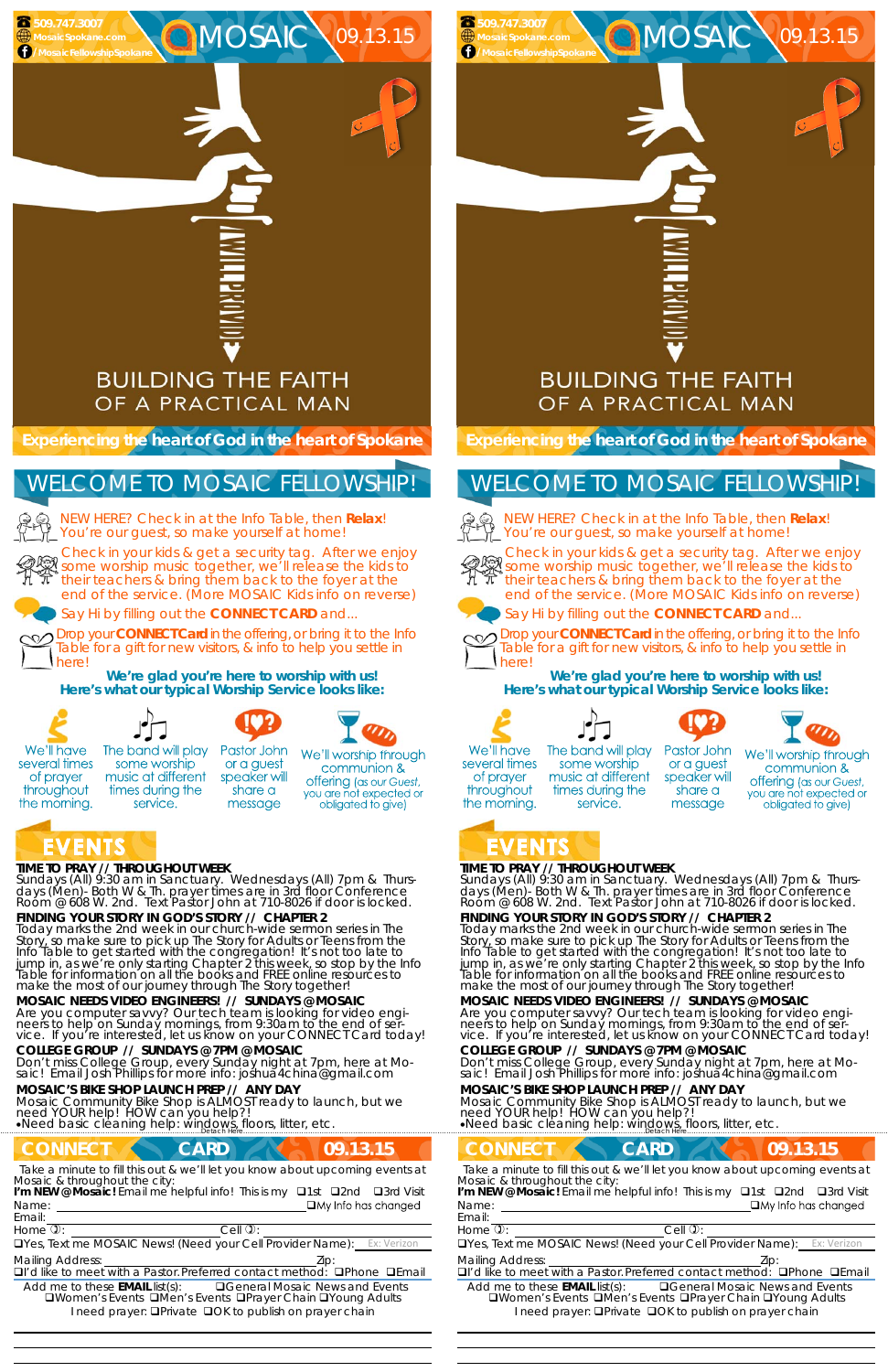509.747.3007
MosaicSpokane.com
/MosaicFellowshipSpokane

# MOSAIC 09.13.15

## BUILDING THE FAITH OF A PRACTICAL MAN

**Experiencing the heart of God in the heart of Spokane**

## WELCOME TO MOSAIC FELLOWSHIP!

NEW HERE? Check in at the Info Table, then **Relax**! You're our guest, so make yourself at home!

Check in your kids & get a security tag. After we enjoy some worship music together, we'll release the kids to their teachers & bring them back to the foyer at the end of the service. (More MOSAIC Kids info on reverse)

Say Hi by filling out the **CONNECT CARD** and...

Drop your **CONNECT Card** in the offering, or bring it to the Info Table for a gift for new visitors, & info to help you settle in here!

**We're glad you're here to worship with us!**
**Here's what our typical Worship Service looks like:**

- We'll have several times of prayer throughout the morning.
- The band will play some worship music at different times during the service.
- Pastor John or a guest speaker will share a message
- We'll worship through communion & offering (as our Guest, you are not expected or obligated to give)

## EVENTS

**TIME TO PRAY // THROUGHOUT WEEK**
Sundays (All) 9:30 am in Sanctuary. Wednesdays (All) 7pm & Thursdays (Men)- Both W & Th. prayer times are in 3rd floor Conference Room @ 608 W. 2nd. Text Pastor John at 710-8026 if door is locked.

**FINDING YOUR STORY IN GOD'S STORY // CHAPTER 2**
Today marks the 2nd week in our church-wide sermon series in The Story, so make sure to pick up The Story for Adults or Teens from the Info Table to get started with the congregation! It's not too late to jump in, as we're only starting Chapter 2 this week, so stop by the Info Table for information on all the books and FREE online resources to make the most of our journey through The Story together!

**MOSAIC NEEDS VIDEO ENGINEERS! // SUNDAYS @ MOSAIC**
Are you computer savvy? Our tech team is looking for video engineers to help on Sunday mornings, from 9:30am to the end of service. If you're interested, let us know on your CONNECT Card today!

**COLLEGE GROUP // SUNDAYS @ 7PM @ MOSAIC**
Don't miss College Group, every Sunday night at 7pm, here at Mosaic! Email Josh Phillips for more info: joshua4china@gmail.com

**MOSAIC'S BIKE SHOP LAUNCH PREP // ANY DAY**
Mosaic Community Bike Shop is ALMOST ready to launch, but we need YOUR help! HOW can you help?!
•Need basic cleaning help: windows, floors, litter, etc.

Detach Here

## CONNECT CARD 09.13.15

Take a minute to fill this out & we'll let you know about upcoming events at Mosaic & throughout the city:
**I'm NEW @ Mosaic!** Email me helpful info! This is my ❑1st ❑2nd ❑3rd Visit
Name: ❑My Info has changed
Email:
Home: Cell:
❑Yes, Text me MOSAIC News! (Need your Cell Provider Name): Ex: Verizon
Mailing Address: Zip:
❑I'd like to meet with a Pastor. Preferred contact method: ❑Phone ❑Email
Add me to these **EMAIL** list(s): ❑General Mosaic News and Events ❑Women's Events ❑Men's Events ❑Prayer Chain ❑Young Adults
I need prayer: ❑Private ❑OK to publish on prayer chain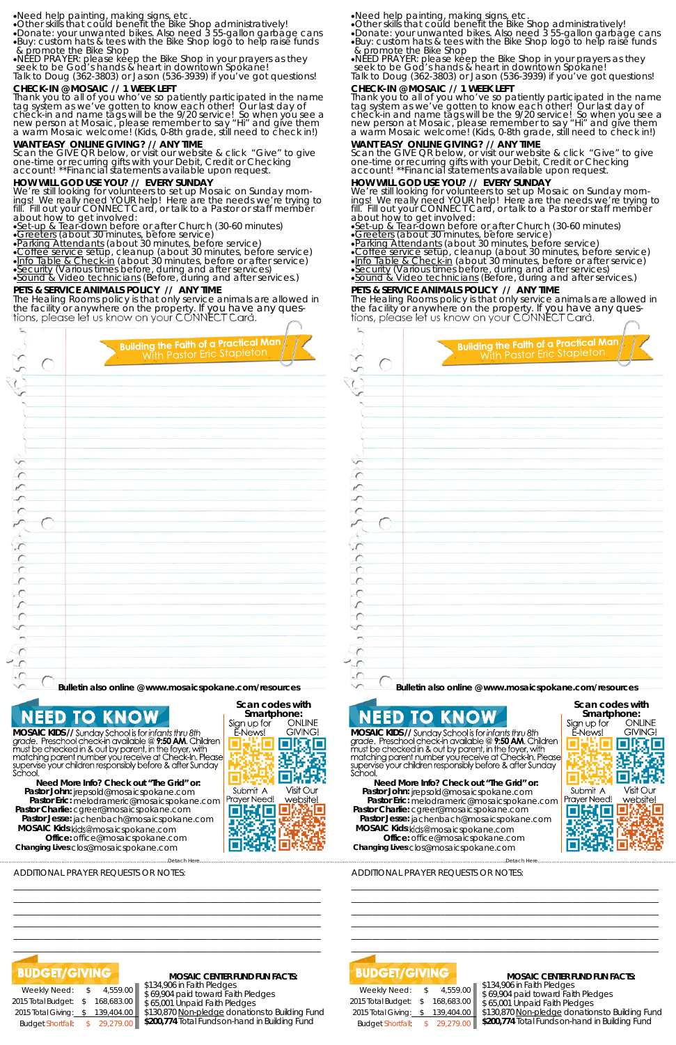•Need help painting, making signs, etc.
•Other skills that could benefit the Bike Shop administratively!
•Donate: your unwanted bikes. Also need 3 55-gallon garbage cans
•Buy: custom hats & tees with the Bike Shop logo to help raise funds & promote the Bike Shop
•NEED PRAYER: please keep the Bike Shop in your prayers as they seek to be God's hands & heart in downtown Spokane!
Talk to Doug (362-3803) or Jason (536-3939) if you've got questions!

**CHECK-IN @ MOSAIC // 1 WEEK LEFT**
Thank you to all of you who've so patiently participated in the name tag system as we've gotten to know each other! Our last day of check-in and name tags will be the 9/20 service! So when you see a new person at Mosaic, please remember to say "Hi" and give them a warm Mosaic welcome! (Kids, 0-8th grade, still need to check in!)

**WANT EASY ONLINE GIVING? // ANY TIME**
Scan the GIVE QR below, or visit our website & click "Give" to give one-time or recurring gifts with your Debit, Credit or Checking account! **Financial statements available upon request.

**HOW WILL GOD USE YOU? // EVERY SUNDAY**
We're still looking for volunteers to set up Mosaic on Sunday mornings! We really need YOUR help! Here are the needs we're trying to fill. Fill out your CONNECT Card, or talk to a Pastor or staff member about how to get involved:
•Set-up & Tear-down before or after Church (30-60 minutes)
•Greeters (about 30 minutes, before service)
•Parking Attendants (about 30 minutes, before service)
•Coffee service setup, cleanup (about 30 minutes, before service)
•Info Table & Check-in (about 30 minutes, before or after service)
•Security (Various times before, during and after services)
•Sound & Video technicians (Before, during and after services.)

**PETS & SERVICE ANIMALS POLICY // ANY TIME**
The Healing Rooms policy is that only service animals are allowed in the facility or anywhere on the property. If you have any questions, please let us know on your CONNECT Card.

Building the Faith of a Practical Man
With Pastor Eric Stapleton

**Bulletin also online @ www.mosaicspokane.com/resources**

## NEED TO KNOW

**MOSAIC KIDS //** Sunday School is for infants thru 8th grade. Preschool check-in available @ **9:50 AM.** Children must be checked in & out by parent, in the foyer, with matching parent number you receive at Check-In. Please supervise your children responsibly before & after Sunday School.

**Need More Info? Check out "The Grid" or:**
**Pastor John:** jrepsold@mosaicspokane.com
**Pastor Eric:** melodrameric@mosaicspokane.com
**Pastor Charlie:** cgreer@mosaicspokane.com
**Pastor Jesse:** jachenbach@mosaicspokane.com
**MOSAIC Kids** kids@mosaicspokane.com
**Office:** office@mosaicspokane.com
**Changing Lives** clos@mosaicspokane.com

**Scan codes with Smartphone:**
Sign up for E-News! | ONLINE GIVING! | Submit A Prayer Need! | Visit Our website!

Detach Here

ADDITIONAL PRAYER REQUESTS OR NOTES:

## BUDGET/GIVING

| | | |
|---|---|---|
| Weekly Need: | $ | 4,559.00 |
| 2015 Total Budget: | $ | 168,683.00 |
| 2015 Total Giving: | $ | 139,404.00 |
| Budget Shortfall: | $ | 29,279.00 |

**MOSAIC CENTER FUND FUN FACTS:**
$134,906 in Faith Pledges
$ 69,904 paid toward Faith Pledges
$ 65,001 Unpaid Faith Pledges
$130,870 Non-pledge donations to Building Fund
**$200,774** Total Funds on-hand in Building Fund

---

•Need help painting, making signs, etc.
•Other skills that could benefit the Bike Shop administratively!
•Donate: your unwanted bikes. Also need 3 55-gallon garbage cans
•Buy: custom hats & tees with the Bike Shop logo to help raise funds & promote the Bike Shop
•NEED PRAYER: please keep the Bike Shop in your prayers as they seek to be God's hands & heart in downtown Spokane!
Talk to Doug (362-3803) or Jason (536-3939) if you've got questions!

**CHECK-IN @ MOSAIC // 1 WEEK LEFT**
Thank you to all of you who've so patiently participated in the name tag system as we've gotten to know each other! Our last day of check-in and name tags will be the 9/20 service! So when you see a new person at Mosaic, please remember to say "Hi" and give them a warm Mosaic welcome! (Kids, 0-8th grade, still need to check in!)

**WANT EASY ONLINE GIVING? // ANY TIME**
Scan the GIVE QR below, or visit our website & click "Give" to give one-time or recurring gifts with your Debit, Credit or Checking account! **Financial statements available upon request.

**HOW WILL GOD USE YOU? // EVERY SUNDAY**
We're still looking for volunteers to set up Mosaic on Sunday mornings! We really need YOUR help! Here are the needs we're trying to fill. Fill out your CONNECT Card, or talk to a Pastor or staff member about how to get involved:
•Set-up & Tear-down before or after Church (30-60 minutes)
•Greeters (about 30 minutes, before service)
•Parking Attendants (about 30 minutes, before service)
•Coffee service setup, cleanup (about 30 minutes, before service)
•Info Table & Check-in (about 30 minutes, before or after service)
•Security (Various times before, during and after services)
•Sound & Video technicians (Before, during and after services.)

**PETS & SERVICE ANIMALS POLICY // ANY TIME**
The Healing Rooms policy is that only service animals are allowed in the facility or anywhere on the property. If you have any questions, please let us know on your CONNECT Card.

Building the Faith of a Practical Man
With Pastor Eric Stapleton

**Bulletin also online @ www.mosaicspokane.com/resources**

## NEED TO KNOW

**MOSAIC KIDS //** Sunday School is for infants thru 8th grade. Preschool check-in available @ **9:50 AM.** Children must be checked in & out by parent, in the foyer, with matching parent number you receive at Check-In. Please supervise your children responsibly before & after Sunday School.

**Need More Info? Check out "The Grid" or:**
**Pastor John:** jrepsold@mosaicspokane.com
**Pastor Eric:** melodrameric@mosaicspokane.com
**Pastor Charlie:** cgreer@mosaicspokane.com
**Pastor Jesse:** jachenbach@mosaicspokane.com
**MOSAIC Kids** kids@mosaicspokane.com
**Office:** office@mosaicspokane.com
**Changing Lives** clos@mosaicspokane.com

**Scan codes with Smartphone:**
Sign up for E-News! | ONLINE GIVING! | Submit A Prayer Need! | Visit Our website!

Detach Here

ADDITIONAL PRAYER REQUESTS OR NOTES:

## BUDGET/GIVING

| | | |
|---|---|---|
| Weekly Need: | $ | 4,559.00 |
| 2015 Total Budget: | $ | 168,683.00 |
| 2015 Total Giving: | $ | 139,404.00 |
| Budget Shortfall: | $ | 29,279.00 |

**MOSAIC CENTER FUND FUN FACTS:**
$134,906 in Faith Pledges
$ 69,904 paid toward Faith Pledges
$ 65,001 Unpaid Faith Pledges
$130,870 Non-pledge donations to Building Fund
**$200,774** Total Funds on-hand in Building Fund